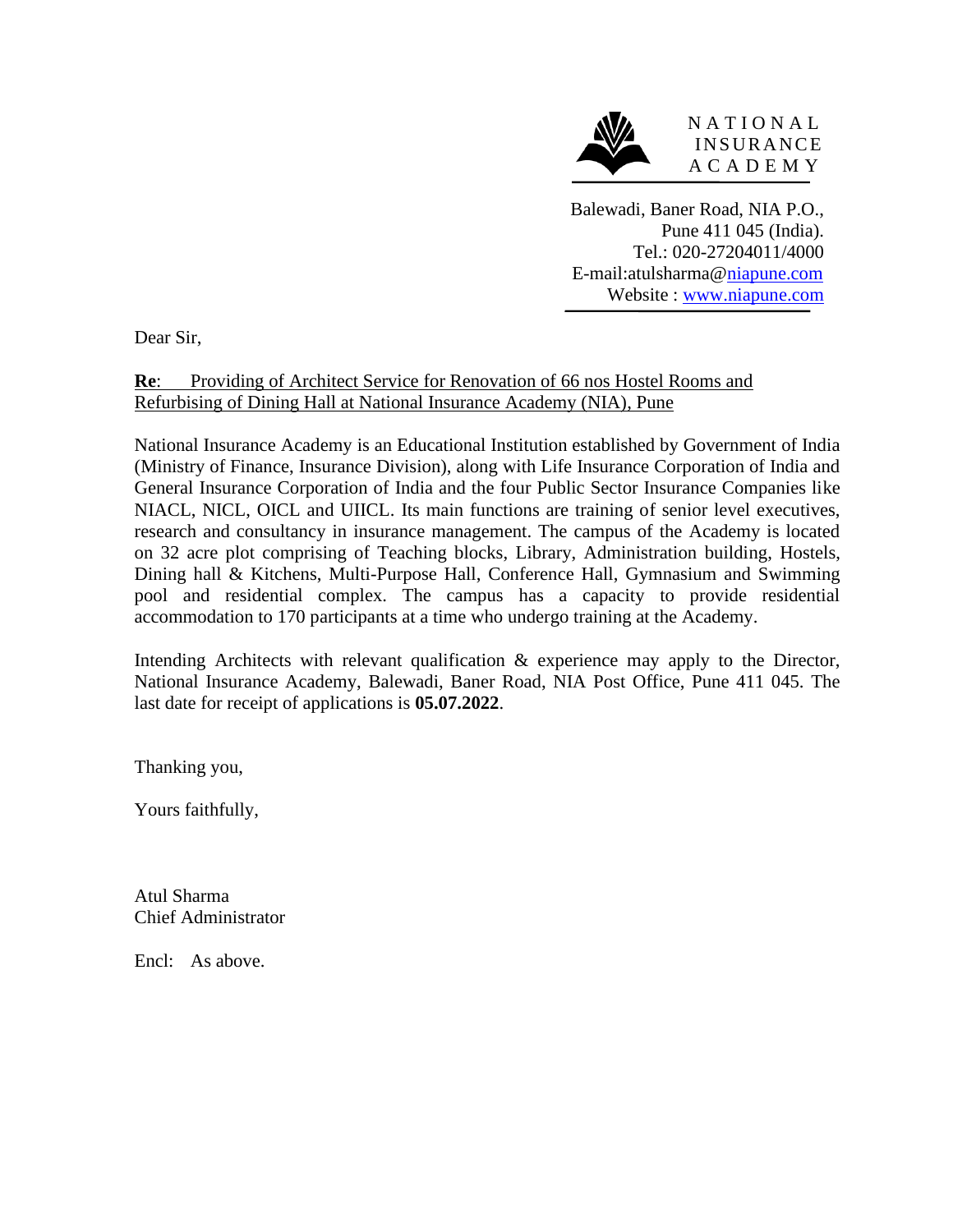NATIONAL
INSURANCE
ACADEMY

Balewadi, Baner Road, NIA P.O.,
Pune 411 045 (India).
Tel.: 020-27204011/4000
E-mail:atulsharma@niapune.com
Website : www.niapune.com

Dear Sir,

**Re**: Providing of Architect Service for Renovation of 66 nos Hostel Rooms and Refurbising of Dining Hall at National Insurance Academy (NIA), Pune

National Insurance Academy is an Educational Institution established by Government of India (Ministry of Finance, Insurance Division), along with Life Insurance Corporation of India and General Insurance Corporation of India and the four Public Sector Insurance Companies like NIACL, NICL, OICL and UIICL. Its main functions are training of senior level executives, research and consultancy in insurance management. The campus of the Academy is located on 32 acre plot comprising of Teaching blocks, Library, Administration building, Hostels, Dining hall & Kitchens, Multi-Purpose Hall, Conference Hall, Gymnasium and Swimming pool and residential complex. The campus has a capacity to provide residential accommodation to 170 participants at a time who undergo training at the Academy.

Intending Architects with relevant qualification & experience may apply to the Director, National Insurance Academy, Balewadi, Baner Road, NIA Post Office, Pune 411 045. The last date for receipt of applications is **05.07.2022**.

Thanking you,

Yours faithfully,

Atul Sharma
Chief Administrator

Encl: As above.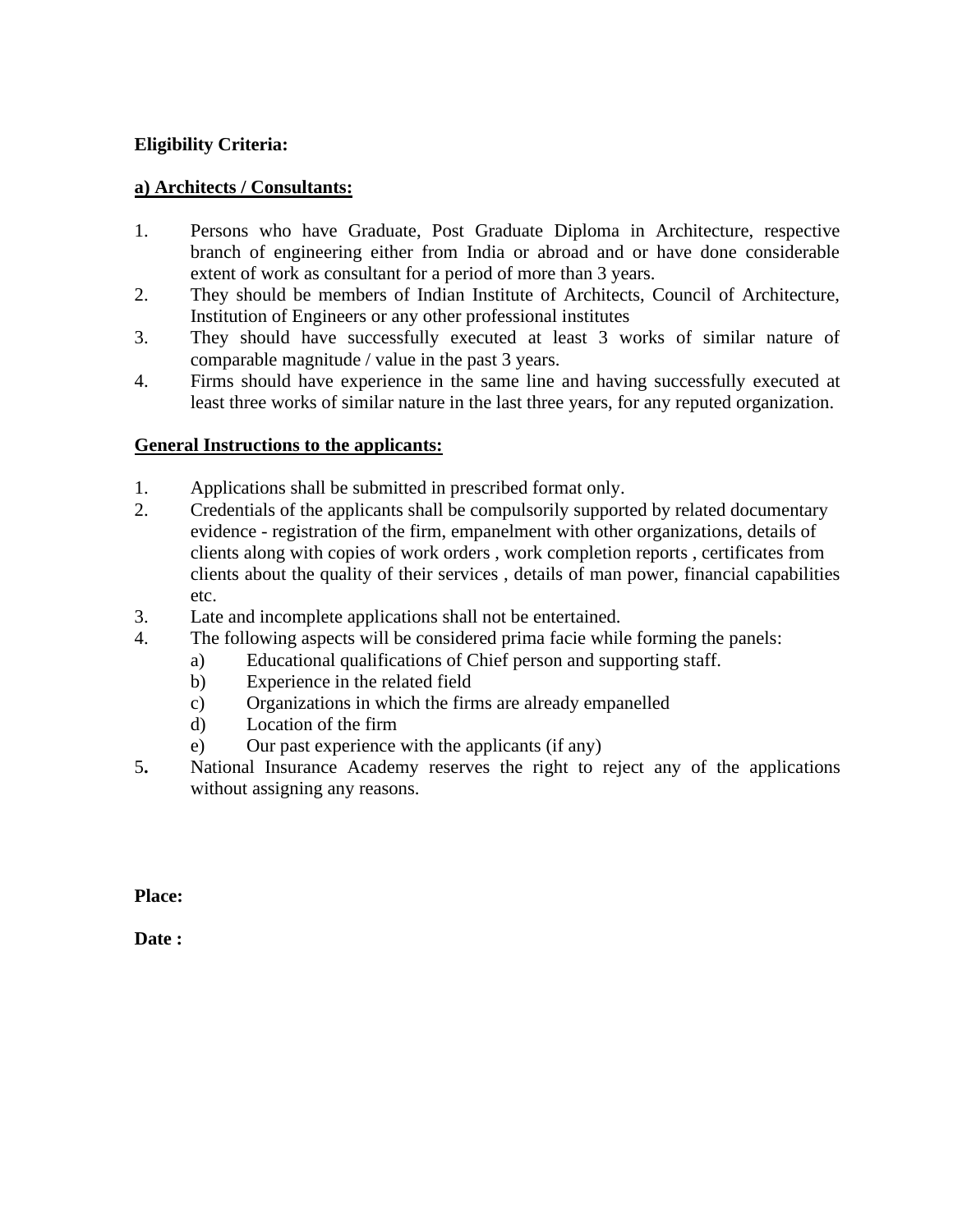**Eligibility Criteria:**

**a) Architects / Consultants:**

1. Persons who have Graduate, Post Graduate Diploma in Architecture, respective branch of engineering either from India or abroad and or have done considerable extent of work as consultant for a period of more than 3 years.
2. They should be members of Indian Institute of Architects, Council of Architecture, Institution of Engineers or any other professional institutes
3. They should have successfully executed at least 3 works of similar nature of comparable magnitude / value in the past 3 years.
4. Firms should have experience in the same line and having successfully executed at least three works of similar nature in the last three years, for any reputed organization.

**General Instructions to the applicants:**

1. Applications shall be submitted in prescribed format only.
2. Credentials of the applicants shall be compulsorily supported by related documentary evidence - registration of the firm, empanelment with other organizations, details of clients along with copies of work orders , work completion reports , certificates from clients about the quality of their services , details of man power, financial capabilities etc.
3. Late and incomplete applications shall not be entertained.
4. The following aspects will be considered prima facie while forming the panels:
   a) Educational qualifications of Chief person and supporting staff.
   b) Experience in the related field
   c) Organizations in which the firms are already empanelled
   d) Location of the firm
   e) Our past experience with the applicants (if any)
5. National Insurance Academy reserves the right to reject any of the applications without assigning any reasons.

**Place:**

**Date :**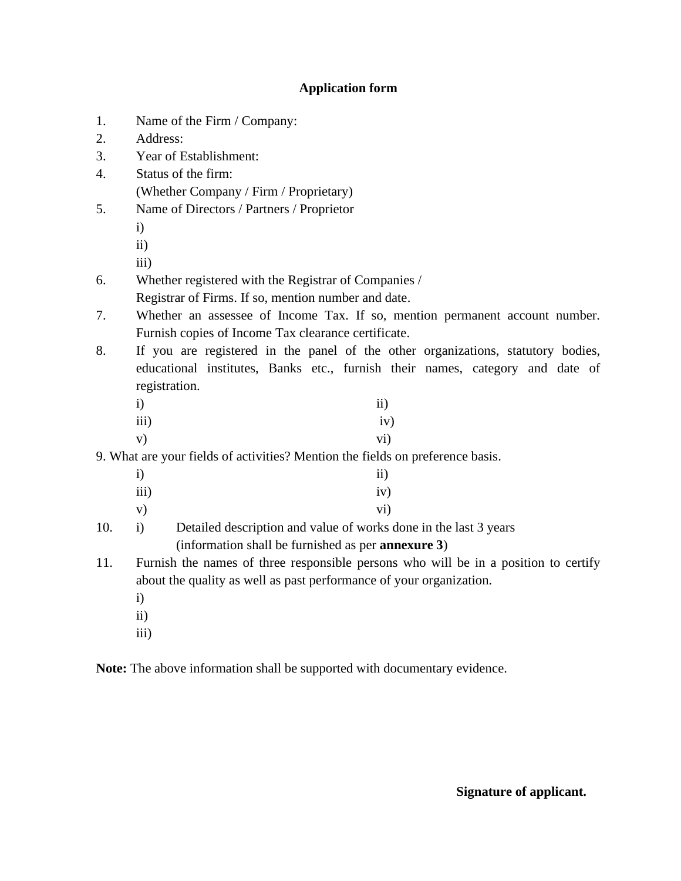# Application form

1. Name of the Firm / Company:
2. Address:
3. Year of Establishment:
4. Status of the firm:
   (Whether Company / Firm / Proprietary)
5. Name of Directors / Partners / Proprietor
   i)
   ii)
   iii)
6. Whether registered with the Registrar of Companies / Registrar of Firms. If so, mention number and date.
7. Whether an assessee of Income Tax. If so, mention permanent account number. Furnish copies of Income Tax clearance certificate.
8. If you are registered in the panel of the other organizations, statutory bodies, educational institutes, Banks etc., furnish their names, category and date of registration.

   i) &nbsp;&nbsp;&nbsp;&nbsp;&nbsp;&nbsp;&nbsp;&nbsp;&nbsp;&nbsp;&nbsp;&nbsp;&nbsp;&nbsp;&nbsp;&nbsp;&nbsp;&nbsp;&nbsp;&nbsp; ii)
   iii) &nbsp;&nbsp;&nbsp;&nbsp;&nbsp;&nbsp;&nbsp;&nbsp;&nbsp;&nbsp;&nbsp;&nbsp;&nbsp;&nbsp;&nbsp;&nbsp;&nbsp; iv)
   v) &nbsp;&nbsp;&nbsp;&nbsp;&nbsp;&nbsp;&nbsp;&nbsp;&nbsp;&nbsp;&nbsp;&nbsp;&nbsp;&nbsp;&nbsp;&nbsp;&nbsp;&nbsp;&nbsp; vi)

9. What are your fields of activities? Mention the fields on preference basis.

   i) &nbsp;&nbsp;&nbsp;&nbsp;&nbsp;&nbsp;&nbsp;&nbsp;&nbsp;&nbsp;&nbsp;&nbsp;&nbsp;&nbsp;&nbsp;&nbsp;&nbsp;&nbsp;&nbsp;&nbsp; ii)
   iii) &nbsp;&nbsp;&nbsp;&nbsp;&nbsp;&nbsp;&nbsp;&nbsp;&nbsp;&nbsp;&nbsp;&nbsp;&nbsp;&nbsp;&nbsp;&nbsp;&nbsp; iv)
   v) &nbsp;&nbsp;&nbsp;&nbsp;&nbsp;&nbsp;&nbsp;&nbsp;&nbsp;&nbsp;&nbsp;&nbsp;&nbsp;&nbsp;&nbsp;&nbsp;&nbsp;&nbsp;&nbsp; vi)

10. i) Detailed description and value of works done in the last 3 years
    (information shall be furnished as per **annexure 3**)
11. Furnish the names of three responsible persons who will be in a position to certify about the quality as well as past performance of your organization.
    i)
    ii)
    iii)

**Note:** The above information shall be supported with documentary evidence.

**Signature of applicant.**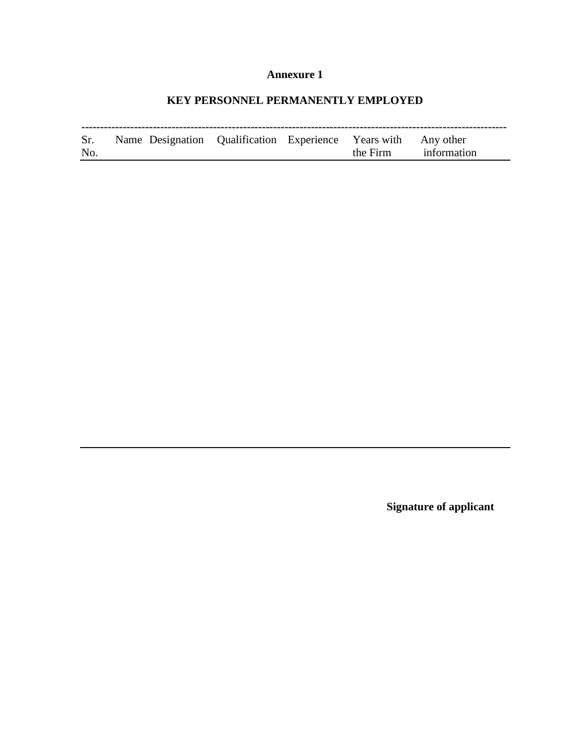**Annexure 1**

**KEY PERSONNEL PERMANENTLY EMPLOYED**

| Sr. No. | Name | Designation | Qualification | Experience | Years with the Firm | Any other information |
|---|---|---|---|---|---|---|
| | | | | | | |

**Signature of applicant**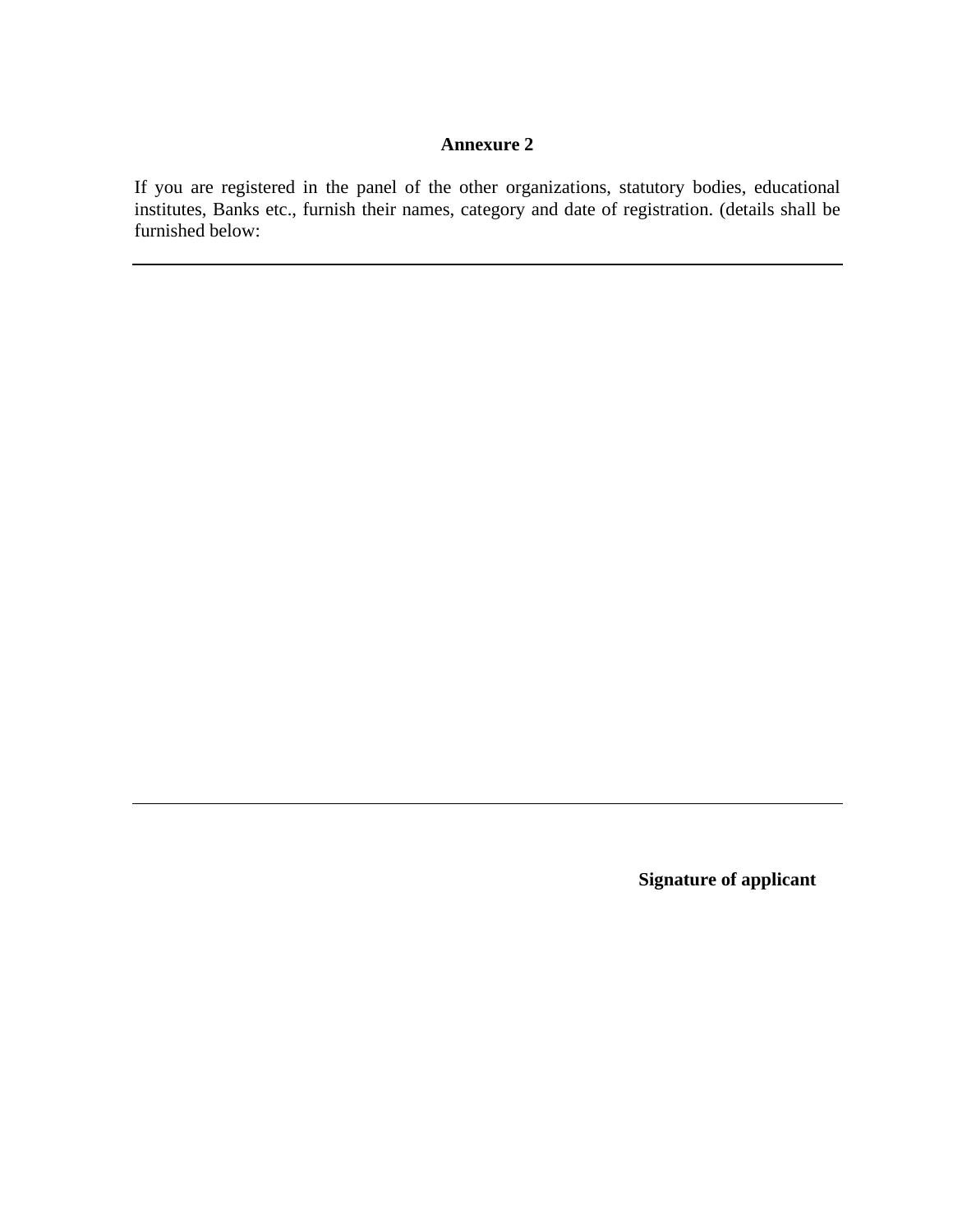**Annexure 2**

If you are registered in the panel of the other organizations, statutory bodies, educational institutes, Banks etc., furnish their names, category and date of registration. (details shall be furnished below:

---

---

**Signature of applicant**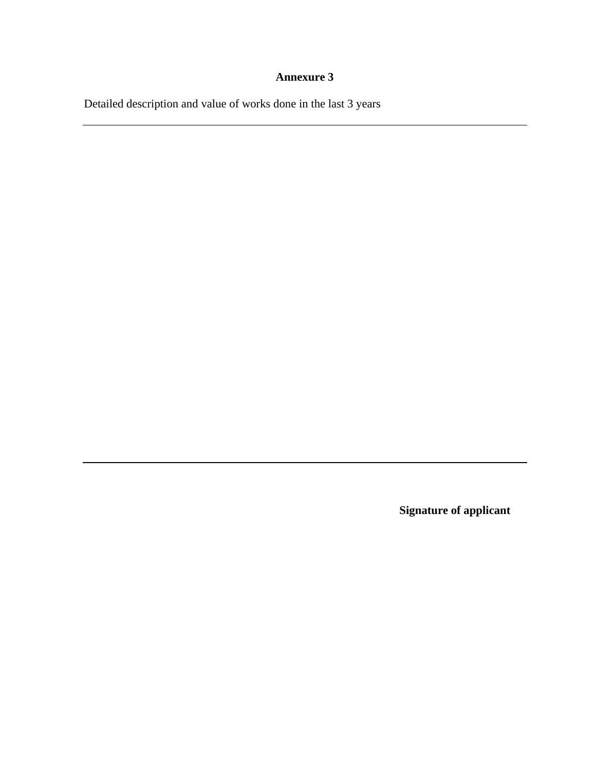**Annexure 3**

Detailed description and value of works done in the last 3 years

---

---

**Signature of applicant**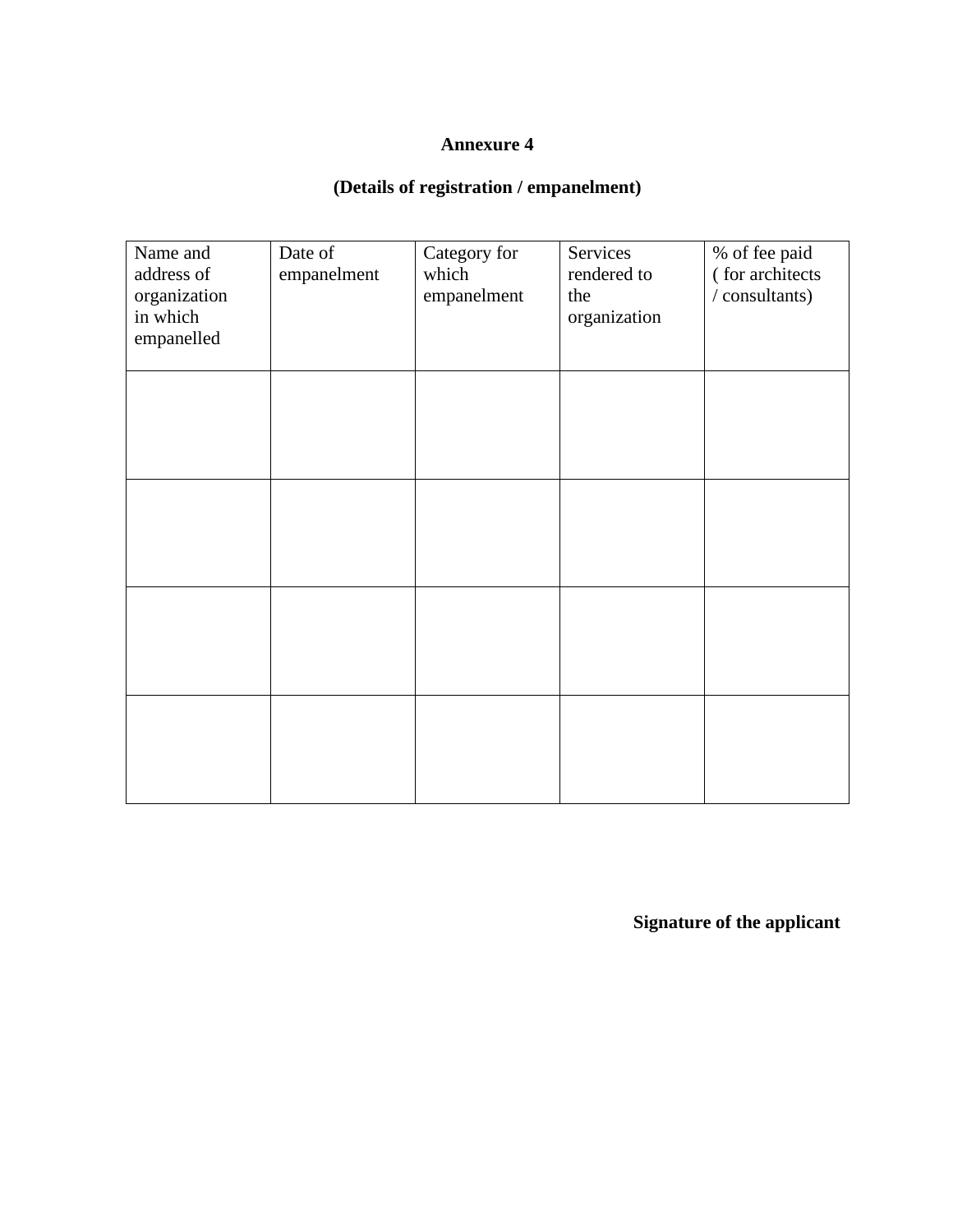**Annexure 4**

**(Details of registration / empanelment)**

| Name and address of organization in which empanelled | Date of empanelment | Category for which empanelment | Services rendered to the organization | % of fee paid ( for architects / consultants) |
|---|---|---|---|---|
| | | | | |
| | | | | |
| | | | | |
| | | | | |

**Signature of the applicant**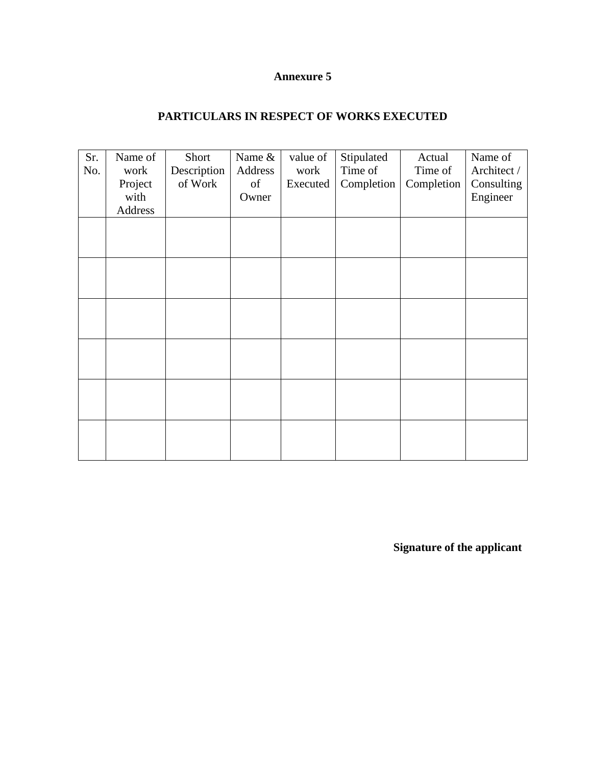**Annexure 5**

**PARTICULARS IN RESPECT OF WORKS EXECUTED**

| Sr. No. | Name of work Project with Address | Short Description of Work | Name & Address of Owner | value of work Executed | Stipulated Time of Completion | Actual Time of Completion | Name of Architect / Consulting Engineer |
|---|---|---|---|---|---|---|---|
| | | | | | | | |
| | | | | | | | |
| | | | | | | | |
| | | | | | | | |
| | | | | | | | |
| | | | | | | | |

**Signature of the applicant**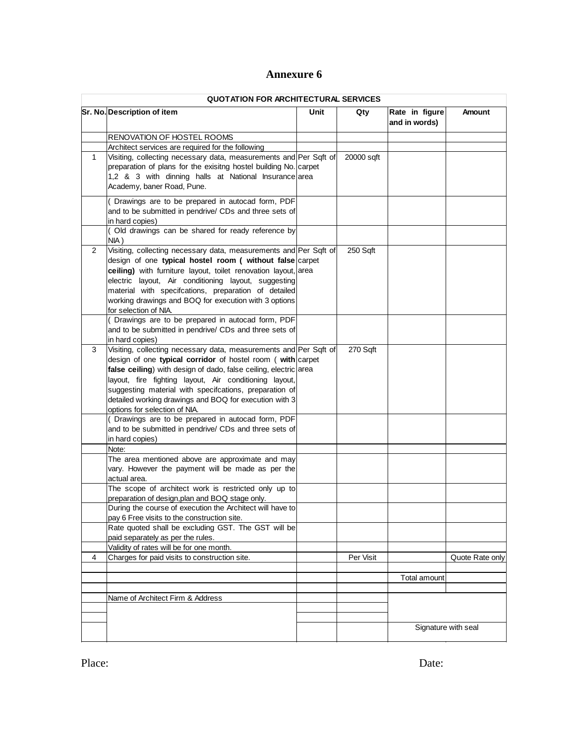# Annexure 6

| QUOTATION FOR ARCHITECTURAL SERVICES | | | | | |
|---|---|---|---|---|---|
| **Sr. No.** | **Description of item** | **Unit** | **Qty** | **Rate in figure and in words)** | **Amount** |
| | RENOVATION OF HOSTEL ROOMS | | | | |
| | Architect services are required for the following | | | | |
| 1 | Visiting, collecting necessary data, measurements and preparation of plans for the exisitng hostel building No. 1,2 & 3 with dinning halls at National Insurance Academy, baner Road, Pune. | Per Sqft of carpet area | 20000 sqft | | |
| | ( Drawings are to be prepared in autocad form, PDF and to be submitted in pendrive/ CDs and three sets of in hard copies) | | | | |
| | ( Old drawings can be shared for ready reference by NIA ) | | | | |
| 2 | Visiting, collecting necessary data, measurements and design of one **typical hostel room ( without false ceiling)** with furniture layout, toilet renovation layout, electric layout, Air conditioning layout, suggesting material with specifcations, preparation of detailed working drawings and BOQ for execution with 3 options for selection of NIA. | Per Sqft of carpet area | 250 Sqft | | |
| | ( Drawings are to be prepared in autocad form, PDF and to be submitted in pendrive/ CDs and three sets of in hard copies) | | | | |
| 3 | Visiting, collecting necessary data, measurements and design of one **typical corridor** of hostel room ( **with false ceiling**) with design of dado, false ceiling, electric layout, fire fighting layout, Air conditioning layout, suggesting material with specifcations, preparation of detailed working drawings and BOQ for execution with 3 options for selection of NIA. | Per Sqft of carpet area | 270 Sqft | | |
| | ( Drawings are to be prepared in autocad form, PDF and to be submitted in pendrive/ CDs and three sets of in hard copies) | | | | |
| | Note: | | | | |
| | The area mentioned above are approximate and may vary. However the payment will be made as per the actual area. | | | | |
| | The scope of architect work is restricted only up to preparation of design,plan and BOQ stage only. | | | | |
| | During the course of execution the Architect will have to pay 6 Free visits to the construction site. | | | | |
| | Rate quoted shall be excluding GST. The GST will be paid separately as per the rules. | | | | |
| | Validity of rates will be for one month. | | | | |
| 4 | Charges for paid visits to construction site. | | Per Visit | | Quote Rate only |
| | | | | | |
| | | | | Total amount | |
| | | | | | |
| | Name of Architect Firm & Address | | | | |
| | | | | | |
| | | | | | |
| | | | | Signature with seal | |

Place: Date: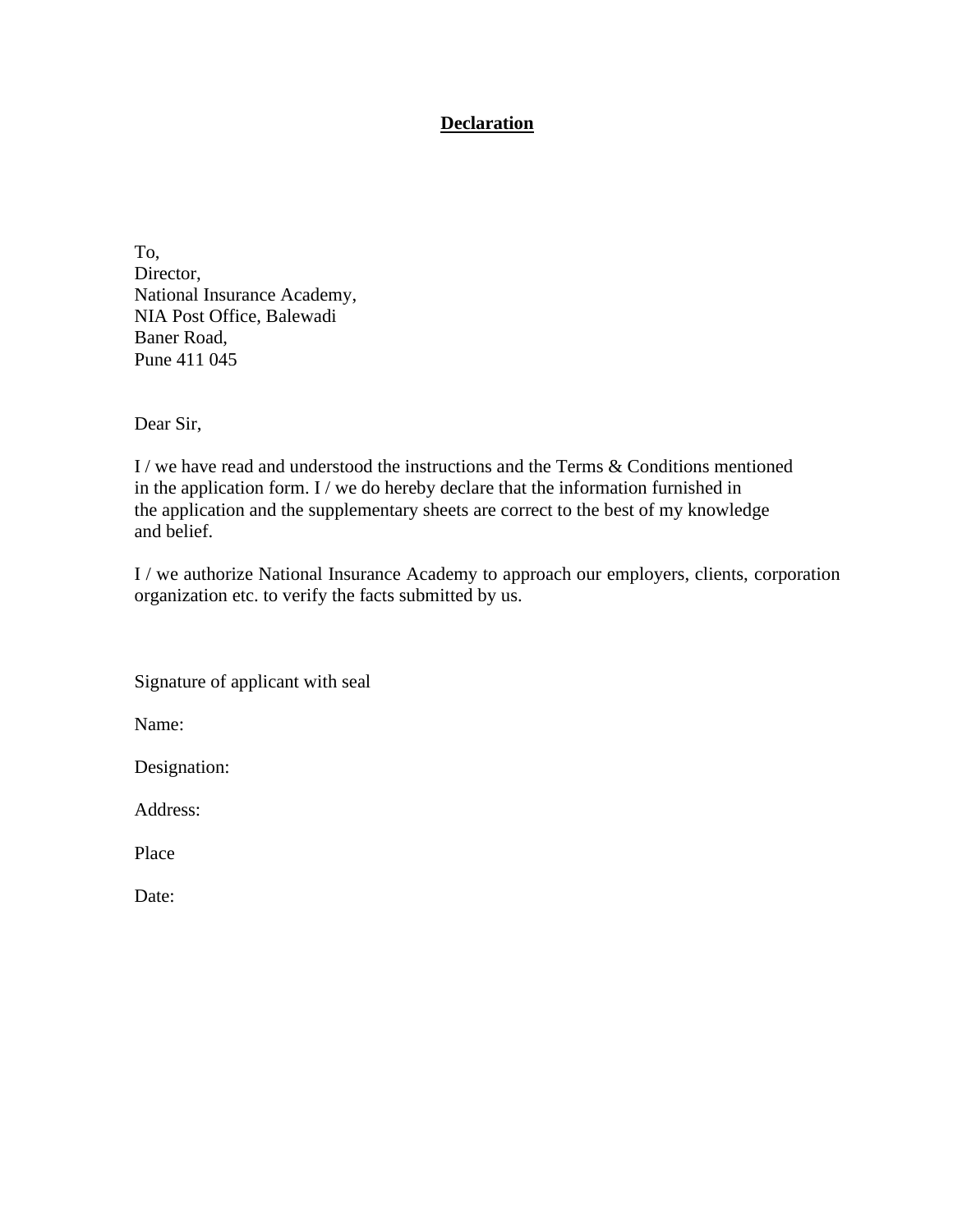**Declaration**

To,
Director,
National Insurance Academy,
NIA Post Office, Balewadi
Baner Road,
Pune 411 045

Dear Sir,

I / we have read and understood the instructions and the Terms & Conditions mentioned in the application form. I / we do hereby declare that the information furnished in the application and the supplementary sheets are correct to the best of my knowledge and belief.

I / we authorize National Insurance Academy to approach our employers, clients, corporation organization etc. to verify the facts submitted by us.

Signature of applicant with seal

Name:

Designation:

Address:

Place

Date: